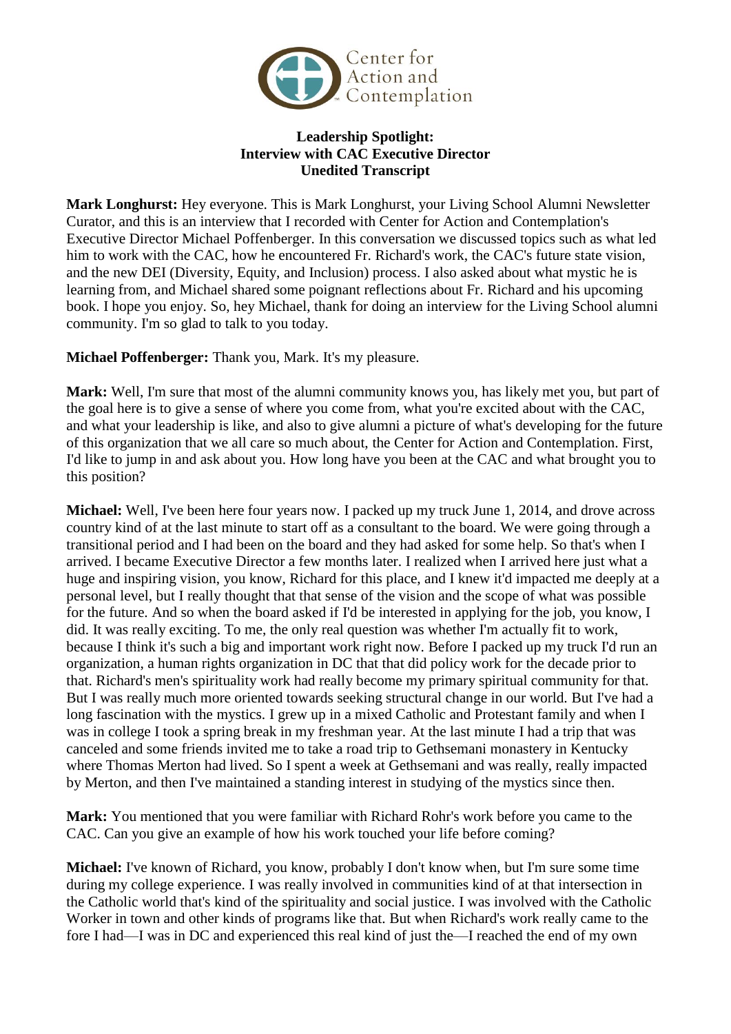Center for Action and Contemplation

**Leadership Spotlight:**
**Interview with CAC Executive Director**
**Unedited Transcript**

**Mark Longhurst:** Hey everyone. This is Mark Longhurst, your Living School Alumni Newsletter Curator, and this is an interview that I recorded with Center for Action and Contemplation's Executive Director Michael Poffenberger. In this conversation we discussed topics such as what led him to work with the CAC, how he encountered Fr. Richard's work, the CAC's future state vision, and the new DEI (Diversity, Equity, and Inclusion) process. I also asked about what mystic he is learning from, and Michael shared some poignant reflections about Fr. Richard and his upcoming book. I hope you enjoy. So, hey Michael, thank for doing an interview for the Living School alumni community. I'm so glad to talk to you today.

**Michael Poffenberger:** Thank you, Mark. It's my pleasure.

**Mark:** Well, I'm sure that most of the alumni community knows you, has likely met you, but part of the goal here is to give a sense of where you come from, what you're excited about with the CAC, and what your leadership is like, and also to give alumni a picture of what's developing for the future of this organization that we all care so much about, the Center for Action and Contemplation. First, I'd like to jump in and ask about you. How long have you been at the CAC and what brought you to this position?

**Michael:** Well, I've been here four years now. I packed up my truck June 1, 2014, and drove across country kind of at the last minute to start off as a consultant to the board. We were going through a transitional period and I had been on the board and they had asked for some help. So that's when I arrived. I became Executive Director a few months later. I realized when I arrived here just what a huge and inspiring vision, you know, Richard for this place, and I knew it'd impacted me deeply at a personal level, but I really thought that that sense of the vision and the scope of what was possible for the future. And so when the board asked if I'd be interested in applying for the job, you know, I did. It was really exciting. To me, the only real question was whether I'm actually fit to work, because I think it's such a big and important work right now. Before I packed up my truck I'd run an organization, a human rights organization in DC that that did policy work for the decade prior to that. Richard's men's spirituality work had really become my primary spiritual community for that. But I was really much more oriented towards seeking structural change in our world. But I've had a long fascination with the mystics. I grew up in a mixed Catholic and Protestant family and when I was in college I took a spring break in my freshman year. At the last minute I had a trip that was canceled and some friends invited me to take a road trip to Gethsemani monastery in Kentucky where Thomas Merton had lived. So I spent a week at Gethsemani and was really, really impacted by Merton, and then I've maintained a standing interest in studying of the mystics since then.

**Mark:** You mentioned that you were familiar with Richard Rohr's work before you came to the CAC. Can you give an example of how his work touched your life before coming?

**Michael:** I've known of Richard, you know, probably I don't know when, but I'm sure some time during my college experience. I was really involved in communities kind of at that intersection in the Catholic world that's kind of the spirituality and social justice. I was involved with the Catholic Worker in town and other kinds of programs like that. But when Richard's work really came to the fore I had—I was in DC and experienced this real kind of just the—I reached the end of my own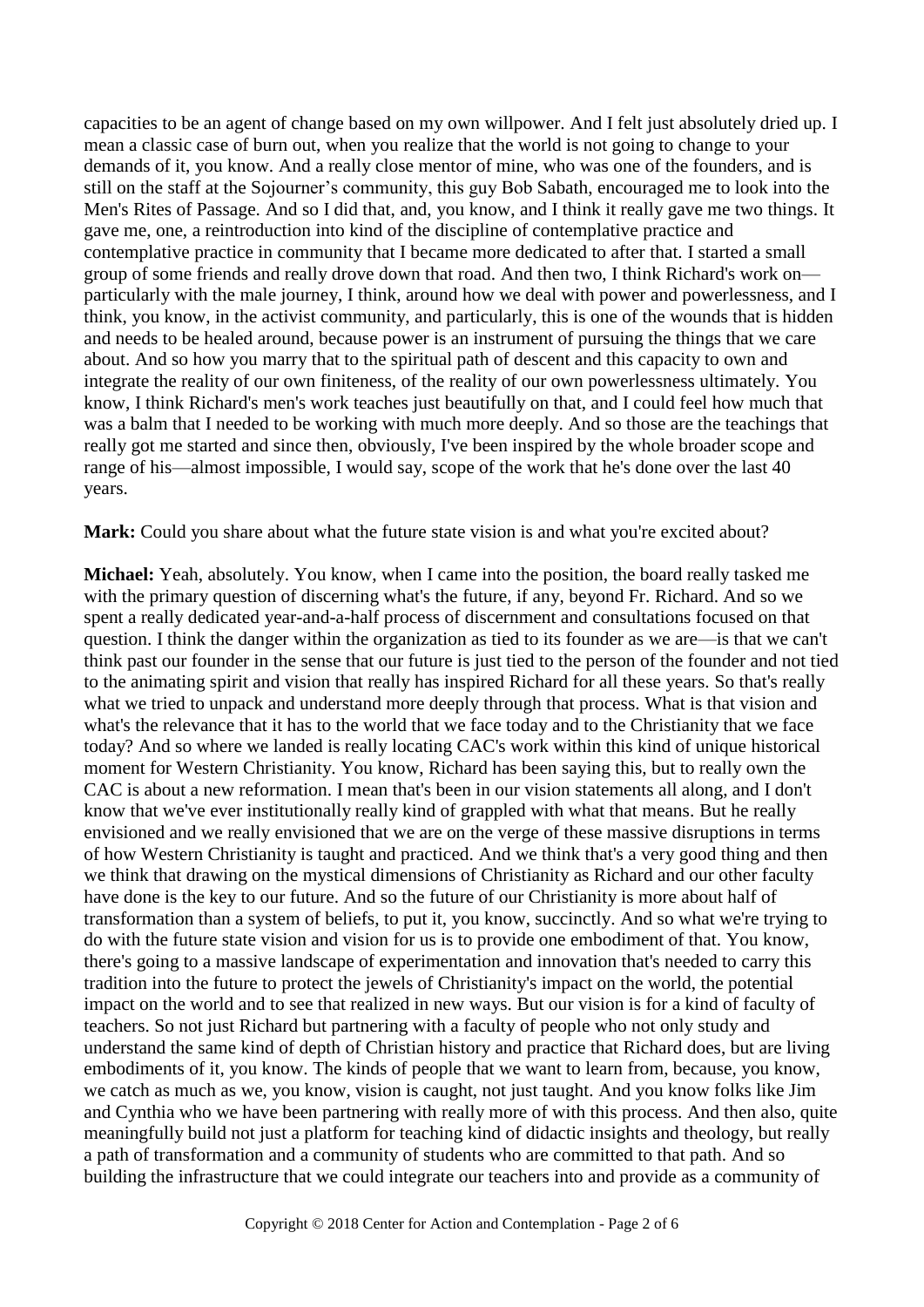capacities to be an agent of change based on my own willpower. And I felt just absolutely dried up. I mean a classic case of burn out, when you realize that the world is not going to change to your demands of it, you know. And a really close mentor of mine, who was one of the founders, and is still on the staff at the Sojourner's community, this guy Bob Sabath, encouraged me to look into the Men's Rites of Passage. And so I did that, and, you know, and I think it really gave me two things. It gave me, one, a reintroduction into kind of the discipline of contemplative practice and contemplative practice in community that I became more dedicated to after that. I started a small group of some friends and really drove down that road. And then two, I think Richard's work on—particularly with the male journey, I think, around how we deal with power and powerlessness, and I think, you know, in the activist community, and particularly, this is one of the wounds that is hidden and needs to be healed around, because power is an instrument of pursuing the things that we care about. And so how you marry that to the spiritual path of descent and this capacity to own and integrate the reality of our own finiteness, of the reality of our own powerlessness ultimately. You know, I think Richard's men's work teaches just beautifully on that, and I could feel how much that was a balm that I needed to be working with much more deeply. And so those are the teachings that really got me started and since then, obviously, I've been inspired by the whole broader scope and range of his—almost impossible, I would say, scope of the work that he's done over the last 40 years.

**Mark:** Could you share about what the future state vision is and what you're excited about?

**Michael:** Yeah, absolutely. You know, when I came into the position, the board really tasked me with the primary question of discerning what's the future, if any, beyond Fr. Richard. And so we spent a really dedicated year-and-a-half process of discernment and consultations focused on that question. I think the danger within the organization as tied to its founder as we are—is that we can't think past our founder in the sense that our future is just tied to the person of the founder and not tied to the animating spirit and vision that really has inspired Richard for all these years. So that's really what we tried to unpack and understand more deeply through that process. What is that vision and what's the relevance that it has to the world that we face today and to the Christianity that we face today? And so where we landed is really locating CAC's work within this kind of unique historical moment for Western Christianity. You know, Richard has been saying this, but to really own the CAC is about a new reformation. I mean that's been in our vision statements all along, and I don't know that we've ever institutionally really kind of grappled with what that means. But he really envisioned and we really envisioned that we are on the verge of these massive disruptions in terms of how Western Christianity is taught and practiced. And we think that's a very good thing and then we think that drawing on the mystical dimensions of Christianity as Richard and our other faculty have done is the key to our future. And so the future of our Christianity is more about half of transformation than a system of beliefs, to put it, you know, succinctly. And so what we're trying to do with the future state vision and vision for us is to provide one embodiment of that. You know, there's going to a massive landscape of experimentation and innovation that's needed to carry this tradition into the future to protect the jewels of Christianity's impact on the world, the potential impact on the world and to see that realized in new ways. But our vision is for a kind of faculty of teachers. So not just Richard but partnering with a faculty of people who not only study and understand the same kind of depth of Christian history and practice that Richard does, but are living embodiments of it, you know. The kinds of people that we want to learn from, because, you know, we catch as much as we, you know, vision is caught, not just taught. And you know folks like Jim and Cynthia who we have been partnering with really more of with this process. And then also, quite meaningfully build not just a platform for teaching kind of didactic insights and theology, but really a path of transformation and a community of students who are committed to that path. And so building the infrastructure that we could integrate our teachers into and provide as a community of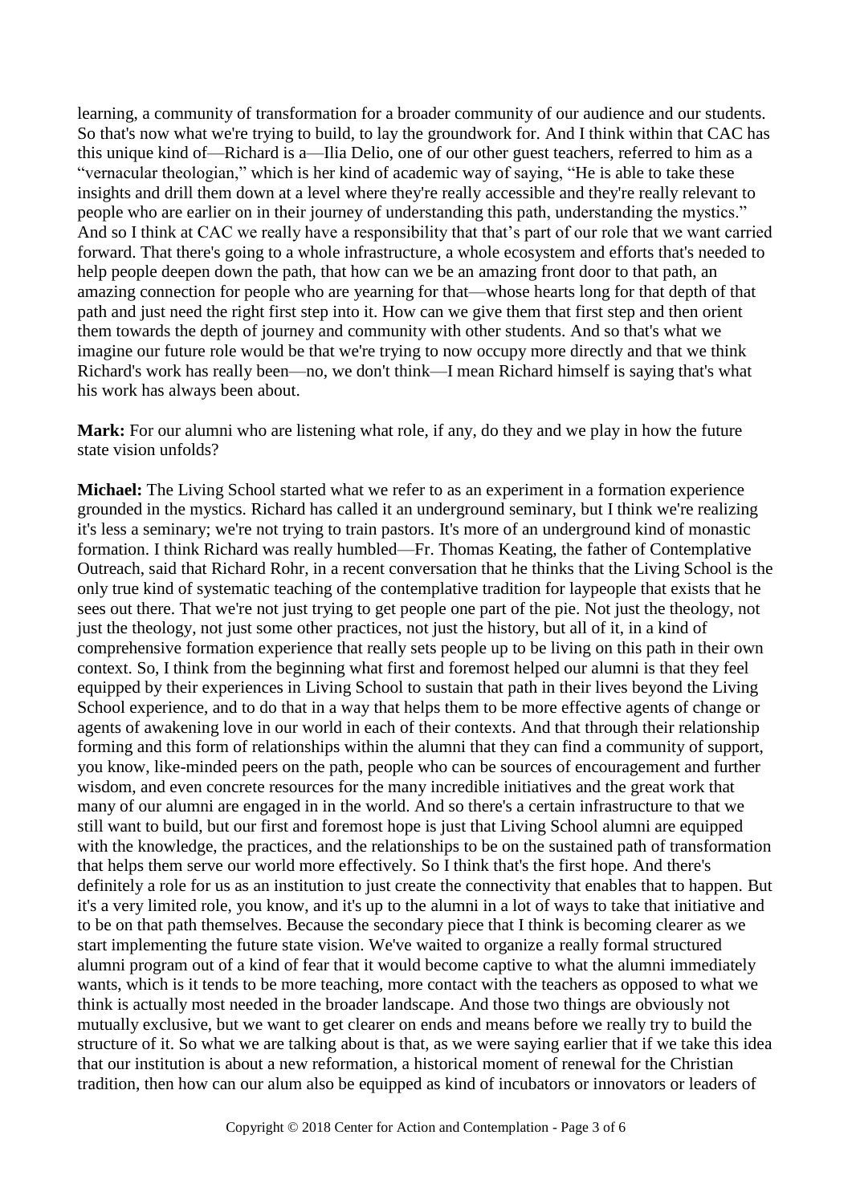learning, a community of transformation for a broader community of our audience and our students. So that's now what we're trying to build, to lay the groundwork for. And I think within that CAC has this unique kind of—Richard is a—Ilia Delio, one of our other guest teachers, referred to him as a "vernacular theologian," which is her kind of academic way of saying, "He is able to take these insights and drill them down at a level where they're really accessible and they're really relevant to people who are earlier on in their journey of understanding this path, understanding the mystics." And so I think at CAC we really have a responsibility that that's part of our role that we want carried forward. That there's going to a whole infrastructure, a whole ecosystem and efforts that's needed to help people deepen down the path, that how can we be an amazing front door to that path, an amazing connection for people who are yearning for that—whose hearts long for that depth of that path and just need the right first step into it. How can we give them that first step and then orient them towards the depth of journey and community with other students. And so that's what we imagine our future role would be that we're trying to now occupy more directly and that we think Richard's work has really been—no, we don't think—I mean Richard himself is saying that's what his work has always been about.

**Mark:** For our alumni who are listening what role, if any, do they and we play in how the future state vision unfolds?

**Michael:** The Living School started what we refer to as an experiment in a formation experience grounded in the mystics. Richard has called it an underground seminary, but I think we're realizing it's less a seminary; we're not trying to train pastors. It's more of an underground kind of monastic formation. I think Richard was really humbled—Fr. Thomas Keating, the father of Contemplative Outreach, said that Richard Rohr, in a recent conversation that he thinks that the Living School is the only true kind of systematic teaching of the contemplative tradition for laypeople that exists that he sees out there. That we're not just trying to get people one part of the pie. Not just the theology, not just the theology, not just some other practices, not just the history, but all of it, in a kind of comprehensive formation experience that really sets people up to be living on this path in their own context. So, I think from the beginning what first and foremost helped our alumni is that they feel equipped by their experiences in Living School to sustain that path in their lives beyond the Living School experience, and to do that in a way that helps them to be more effective agents of change or agents of awakening love in our world in each of their contexts. And that through their relationship forming and this form of relationships within the alumni that they can find a community of support, you know, like-minded peers on the path, people who can be sources of encouragement and further wisdom, and even concrete resources for the many incredible initiatives and the great work that many of our alumni are engaged in in the world. And so there's a certain infrastructure to that we still want to build, but our first and foremost hope is just that Living School alumni are equipped with the knowledge, the practices, and the relationships to be on the sustained path of transformation that helps them serve our world more effectively. So I think that's the first hope. And there's definitely a role for us as an institution to just create the connectivity that enables that to happen. But it's a very limited role, you know, and it's up to the alumni in a lot of ways to take that initiative and to be on that path themselves. Because the secondary piece that I think is becoming clearer as we start implementing the future state vision. We've waited to organize a really formal structured alumni program out of a kind of fear that it would become captive to what the alumni immediately wants, which is it tends to be more teaching, more contact with the teachers as opposed to what we think is actually most needed in the broader landscape. And those two things are obviously not mutually exclusive, but we want to get clearer on ends and means before we really try to build the structure of it. So what we are talking about is that, as we were saying earlier that if we take this idea that our institution is about a new reformation, a historical moment of renewal for the Christian tradition, then how can our alum also be equipped as kind of incubators or innovators or leaders of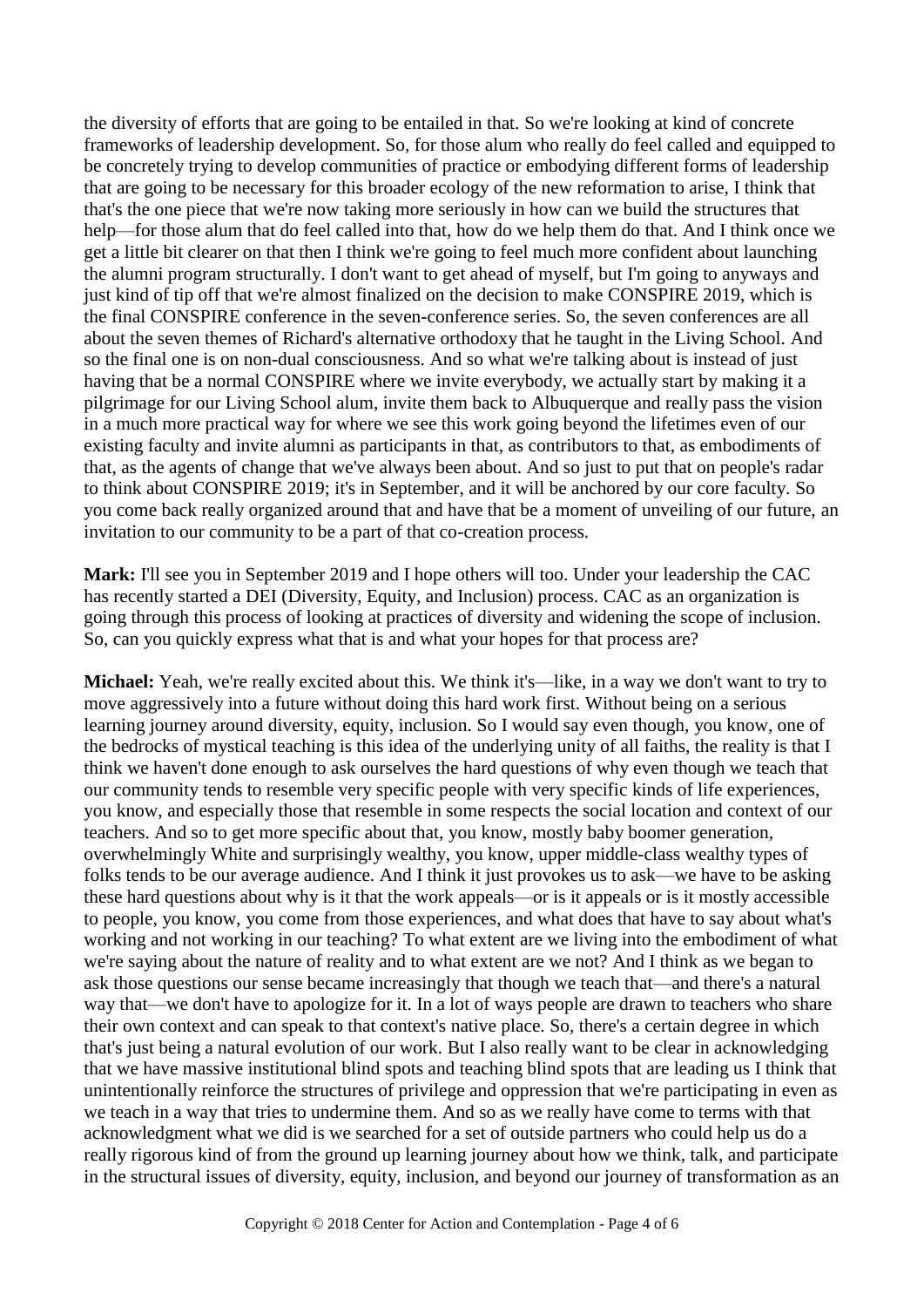the diversity of efforts that are going to be entailed in that. So we're looking at kind of concrete frameworks of leadership development. So, for those alum who really do feel called and equipped to be concretely trying to develop communities of practice or embodying different forms of leadership that are going to be necessary for this broader ecology of the new reformation to arise, I think that that's the one piece that we're now taking more seriously in how can we build the structures that help—for those alum that do feel called into that, how do we help them do that. And I think once we get a little bit clearer on that then I think we're going to feel much more confident about launching the alumni program structurally. I don't want to get ahead of myself, but I'm going to anyways and just kind of tip off that we're almost finalized on the decision to make CONSPIRE 2019, which is the final CONSPIRE conference in the seven-conference series. So, the seven conferences are all about the seven themes of Richard's alternative orthodoxy that he taught in the Living School. And so the final one is on non-dual consciousness. And so what we're talking about is instead of just having that be a normal CONSPIRE where we invite everybody, we actually start by making it a pilgrimage for our Living School alum, invite them back to Albuquerque and really pass the vision in a much more practical way for where we see this work going beyond the lifetimes even of our existing faculty and invite alumni as participants in that, as contributors to that, as embodiments of that, as the agents of change that we've always been about. And so just to put that on people's radar to think about CONSPIRE 2019; it's in September, and it will be anchored by our core faculty. So you come back really organized around that and have that be a moment of unveiling of our future, an invitation to our community to be a part of that co-creation process.

**Mark:** I'll see you in September 2019 and I hope others will too. Under your leadership the CAC has recently started a DEI (Diversity, Equity, and Inclusion) process. CAC as an organization is going through this process of looking at practices of diversity and widening the scope of inclusion. So, can you quickly express what that is and what your hopes for that process are?

**Michael:** Yeah, we're really excited about this. We think it's—like, in a way we don't want to try to move aggressively into a future without doing this hard work first. Without being on a serious learning journey around diversity, equity, inclusion. So I would say even though, you know, one of the bedrocks of mystical teaching is this idea of the underlying unity of all faiths, the reality is that I think we haven't done enough to ask ourselves the hard questions of why even though we teach that our community tends to resemble very specific people with very specific kinds of life experiences, you know, and especially those that resemble in some respects the social location and context of our teachers. And so to get more specific about that, you know, mostly baby boomer generation, overwhelmingly White and surprisingly wealthy, you know, upper middle-class wealthy types of folks tends to be our average audience. And I think it just provokes us to ask—we have to be asking these hard questions about why is it that the work appeals—or is it appeals or is it mostly accessible to people, you know, you come from those experiences, and what does that have to say about what's working and not working in our teaching? To what extent are we living into the embodiment of what we're saying about the nature of reality and to what extent are we not? And I think as we began to ask those questions our sense became increasingly that though we teach that—and there's a natural way that—we don't have to apologize for it. In a lot of ways people are drawn to teachers who share their own context and can speak to that context's native place. So, there's a certain degree in which that's just being a natural evolution of our work. But I also really want to be clear in acknowledging that we have massive institutional blind spots and teaching blind spots that are leading us I think that unintentionally reinforce the structures of privilege and oppression that we're participating in even as we teach in a way that tries to undermine them. And so as we really have come to terms with that acknowledgment what we did is we searched for a set of outside partners who could help us do a really rigorous kind of from the ground up learning journey about how we think, talk, and participate in the structural issues of diversity, equity, inclusion, and beyond our journey of transformation as an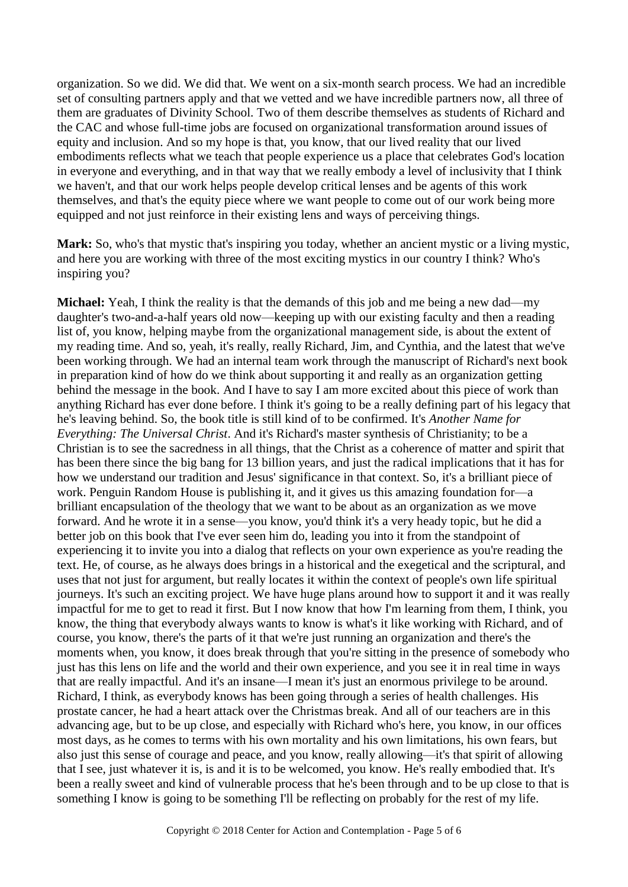organization. So we did. We did that. We went on a six-month search process. We had an incredible set of consulting partners apply and that we vetted and we have incredible partners now, all three of them are graduates of Divinity School. Two of them describe themselves as students of Richard and the CAC and whose full-time jobs are focused on organizational transformation around issues of equity and inclusion. And so my hope is that, you know, that our lived reality that our lived embodiments reflects what we teach that people experience us a place that celebrates God's location in everyone and everything, and in that way that we really embody a level of inclusivity that I think we haven't, and that our work helps people develop critical lenses and be agents of this work themselves, and that's the equity piece where we want people to come out of our work being more equipped and not just reinforce in their existing lens and ways of perceiving things.

**Mark:** So, who's that mystic that's inspiring you today, whether an ancient mystic or a living mystic, and here you are working with three of the most exciting mystics in our country I think? Who's inspiring you?

**Michael:** Yeah, I think the reality is that the demands of this job and me being a new dad—my daughter's two-and-a-half years old now—keeping up with our existing faculty and then a reading list of, you know, helping maybe from the organizational management side, is about the extent of my reading time. And so, yeah, it's really, really Richard, Jim, and Cynthia, and the latest that we've been working through. We had an internal team work through the manuscript of Richard's next book in preparation kind of how do we think about supporting it and really as an organization getting behind the message in the book. And I have to say I am more excited about this piece of work than anything Richard has ever done before. I think it's going to be a really defining part of his legacy that he's leaving behind. So, the book title is still kind of to be confirmed. It's *Another Name for Everything: The Universal Christ*. And it's Richard's master synthesis of Christianity; to be a Christian is to see the sacredness in all things, that the Christ as a coherence of matter and spirit that has been there since the big bang for 13 billion years, and just the radical implications that it has for how we understand our tradition and Jesus' significance in that context. So, it's a brilliant piece of work. Penguin Random House is publishing it, and it gives us this amazing foundation for—a brilliant encapsulation of the theology that we want to be about as an organization as we move forward. And he wrote it in a sense—you know, you'd think it's a very heady topic, but he did a better job on this book that I've ever seen him do, leading you into it from the standpoint of experiencing it to invite you into a dialog that reflects on your own experience as you're reading the text. He, of course, as he always does brings in a historical and the exegetical and the scriptural, and uses that not just for argument, but really locates it within the context of people's own life spiritual journeys. It's such an exciting project. We have huge plans around how to support it and it was really impactful for me to get to read it first. But I now know that how I'm learning from them, I think, you know, the thing that everybody always wants to know is what's it like working with Richard, and of course, you know, there's the parts of it that we're just running an organization and there's the moments when, you know, it does break through that you're sitting in the presence of somebody who just has this lens on life and the world and their own experience, and you see it in real time in ways that are really impactful. And it's an insane—I mean it's just an enormous privilege to be around. Richard, I think, as everybody knows has been going through a series of health challenges. His prostate cancer, he had a heart attack over the Christmas break. And all of our teachers are in this advancing age, but to be up close, and especially with Richard who's here, you know, in our offices most days, as he comes to terms with his own mortality and his own limitations, his own fears, but also just this sense of courage and peace, and you know, really allowing—it's that spirit of allowing that I see, just whatever it is, is and it is to be welcomed, you know. He's really embodied that. It's been a really sweet and kind of vulnerable process that he's been through and to be up close to that is something I know is going to be something I'll be reflecting on probably for the rest of my life.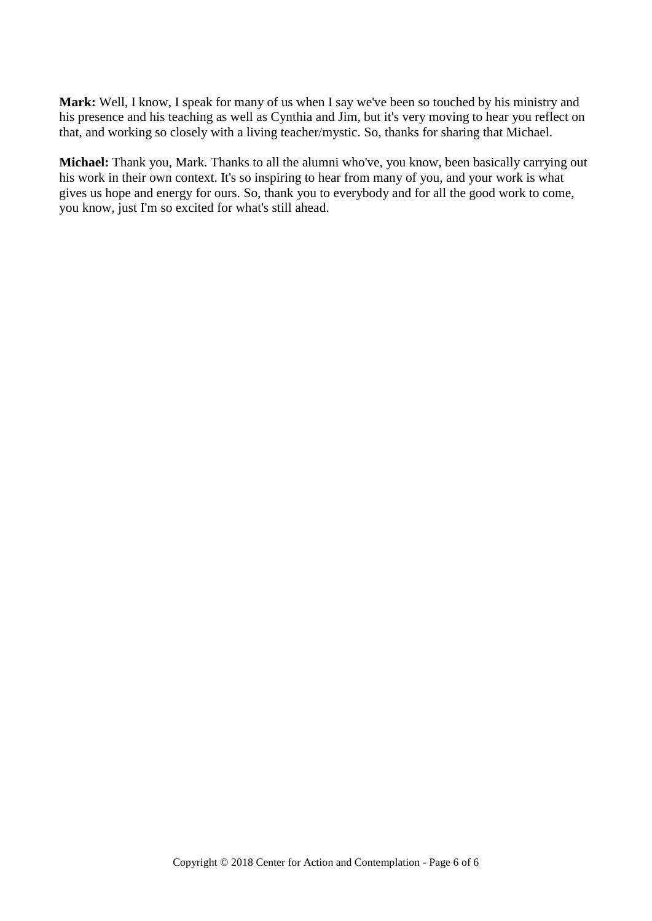**Mark:** Well, I know, I speak for many of us when I say we've been so touched by his ministry and his presence and his teaching as well as Cynthia and Jim, but it's very moving to hear you reflect on that, and working so closely with a living teacher/mystic. So, thanks for sharing that Michael.

**Michael:** Thank you, Mark. Thanks to all the alumni who've, you know, been basically carrying out his work in their own context. It's so inspiring to hear from many of you, and your work is what gives us hope and energy for ours. So, thank you to everybody and for all the good work to come, you know, just I'm so excited for what's still ahead.